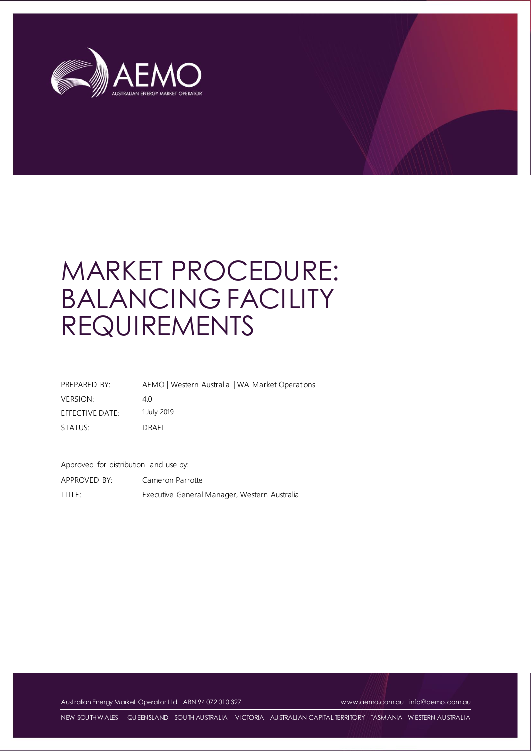# MARKET PROCEDURE: BALANCING FACILITY REQUIREMENTS

| | |
|---|---|
| PREPARED BY: | AEMO \| Western Australia \| WA Market Operations |
| VERSION: | 4.0 |
| EFFECTIVE DATE: | 1 July 2019 |
| STATUS: | DRAFT |

Approved for distribution and use by:

| | |
|---|---|
| APPROVED BY: | Cameron Parrotte |
| TITLE: | Executive General Manager, Western Australia |

Australian Energy Market Operator Ltd ABN 94 072 010 327 www.aemo.com.au info@aemo.com.au

NEW SOUTH WALES QUEENSLAND SOUTH AUSTRALIA VICTORIA AUSTRALIAN CAPITAL TERRITORY TASMANIA WESTERN AUSTRALIA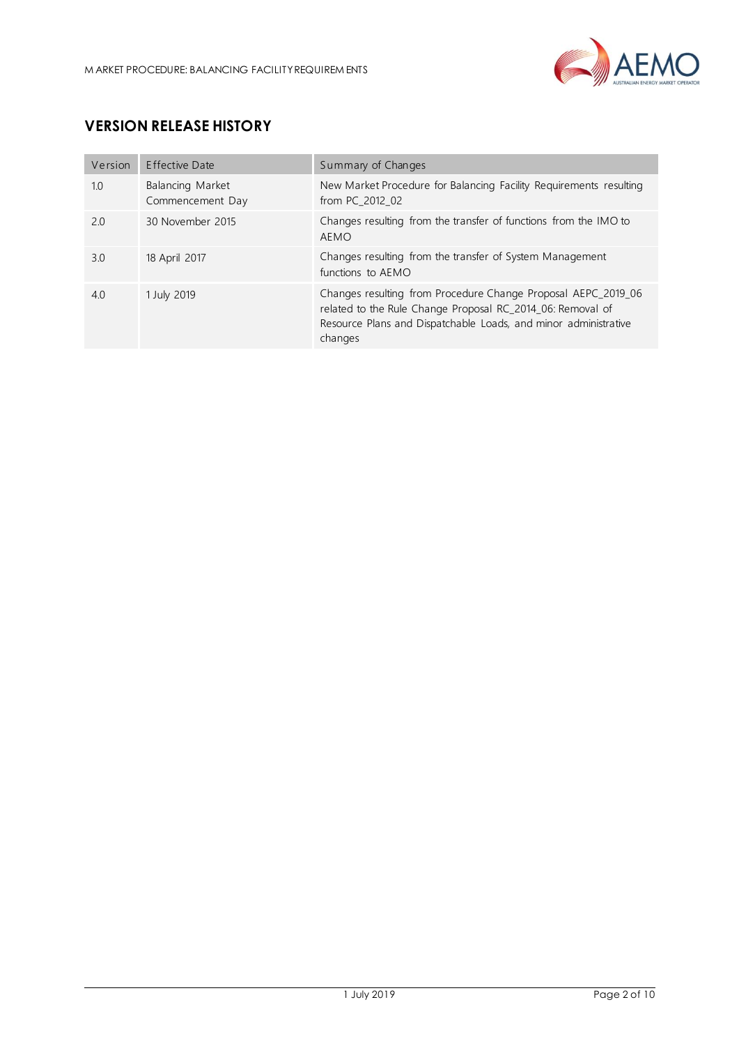## VERSION RELEASE HISTORY

| Version | Effective Date | Summary of Changes |
|---|---|---|
| 1.0 | Balancing Market Commencement Day | New Market Procedure for Balancing Facility Requirements resulting from PC_2012_02 |
| 2.0 | 30 November 2015 | Changes resulting from the transfer of functions from the IMO to AEMO |
| 3.0 | 18 April 2017 | Changes resulting from the transfer of System Management functions to AEMO |
| 4.0 | 1 July 2019 | Changes resulting from Procedure Change Proposal AEPC_2019_06 related to the Rule Change Proposal RC_2014_06: Removal of Resource Plans and Dispatchable Loads, and minor administrative changes |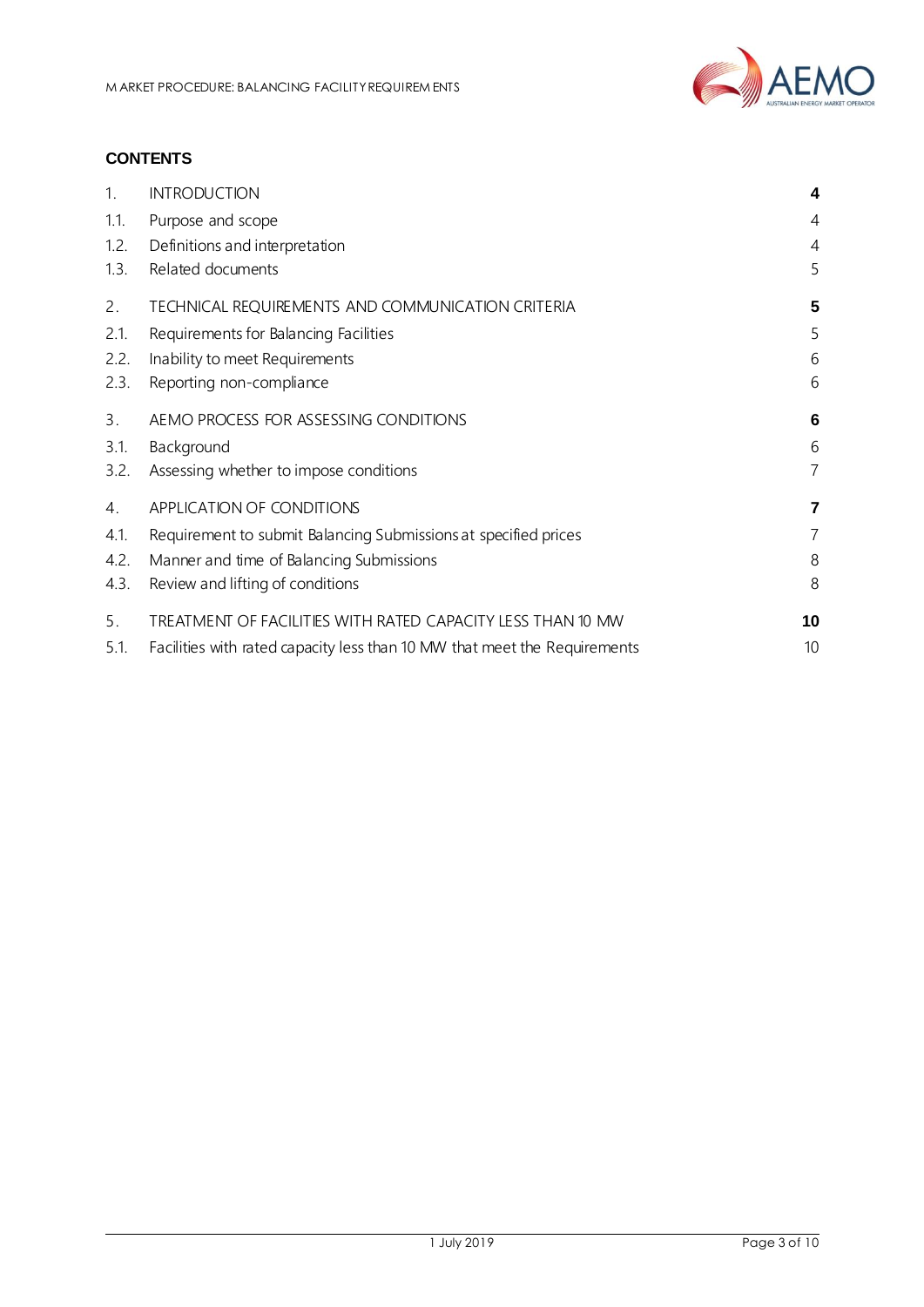**CONTENTS**

| | | |
|---|---|---|
| 1. | INTRODUCTION | **4** |
| 1.1. | Purpose and scope | 4 |
| 1.2. | Definitions and interpretation | 4 |
| 1.3. | Related documents | 5 |
| 2. | TECHNICAL REQUIREMENTS AND COMMUNICATION CRITERIA | **5** |
| 2.1. | Requirements for Balancing Facilities | 5 |
| 2.2. | Inability to meet Requirements | 6 |
| 2.3. | Reporting non-compliance | 6 |
| 3. | AEMO PROCESS FOR ASSESSING CONDITIONS | **6** |
| 3.1. | Background | 6 |
| 3.2. | Assessing whether to impose conditions | 7 |
| 4. | APPLICATION OF CONDITIONS | **7** |
| 4.1. | Requirement to submit Balancing Submissions at specified prices | 7 |
| 4.2. | Manner and time of Balancing Submissions | 8 |
| 4.3. | Review and lifting of conditions | 8 |
| 5. | TREATMENT OF FACILITIES WITH RATED CAPACITY LESS THAN 10 MW | **10** |
| 5.1. | Facilities with rated capacity less than 10 MW that meet the Requirements | 10 |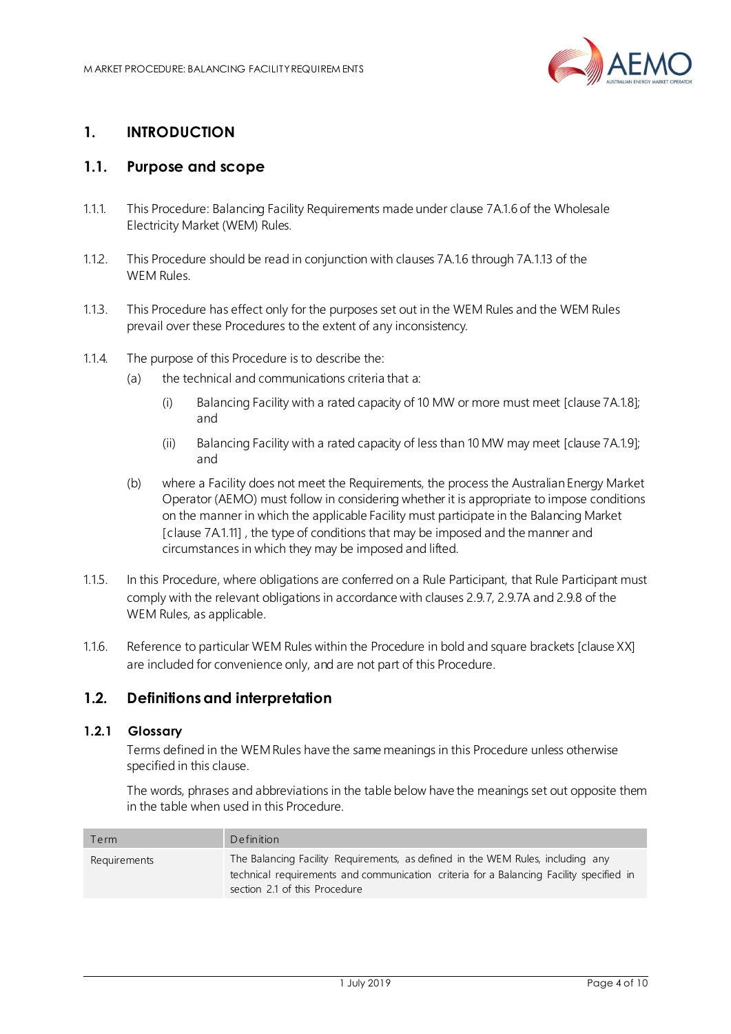## 1. INTRODUCTION

### 1.1. Purpose and scope

1.1.1. This Procedure: Balancing Facility Requirements made under clause 7A.1.6 of the Wholesale Electricity Market (WEM) Rules.

1.1.2. This Procedure should be read in conjunction with clauses 7A.1.6 through 7A.1.13 of the WEM Rules.

1.1.3. This Procedure has effect only for the purposes set out in the WEM Rules and the WEM Rules prevail over these Procedures to the extent of any inconsistency.

1.1.4. The purpose of this Procedure is to describe the:

(a) the technical and communications criteria that a:

(i) Balancing Facility with a rated capacity of 10 MW or more must meet [clause 7A.1.8]; and

(ii) Balancing Facility with a rated capacity of less than 10 MW may meet [clause 7A.1.9]; and

(b) where a Facility does not meet the Requirements, the process the Australian Energy Market Operator (AEMO) must follow in considering whether it is appropriate to impose conditions on the manner in which the applicable Facility must participate in the Balancing Market [clause 7A.1.11] , the type of conditions that may be imposed and the manner and circumstances in which they may be imposed and lifted.

1.1.5. In this Procedure, where obligations are conferred on a Rule Participant, that Rule Participant must comply with the relevant obligations in accordance with clauses 2.9.7, 2.9.7A and 2.9.8 of the WEM Rules, as applicable.

1.1.6. Reference to particular WEM Rules within the Procedure in bold and square brackets [clause XX] are included for convenience only, and are not part of this Procedure.

### 1.2. Definitions and interpretation

#### 1.2.1 Glossary

Terms defined in the WEM Rules have the same meanings in this Procedure unless otherwise specified in this clause.

The words, phrases and abbreviations in the table below have the meanings set out opposite them in the table when used in this Procedure.

| Term | Definition |
|---|---|
| Requirements | The Balancing Facility Requirements, as defined in the WEM Rules, including any technical requirements and communication criteria for a Balancing Facility specified in section 2.1 of this Procedure |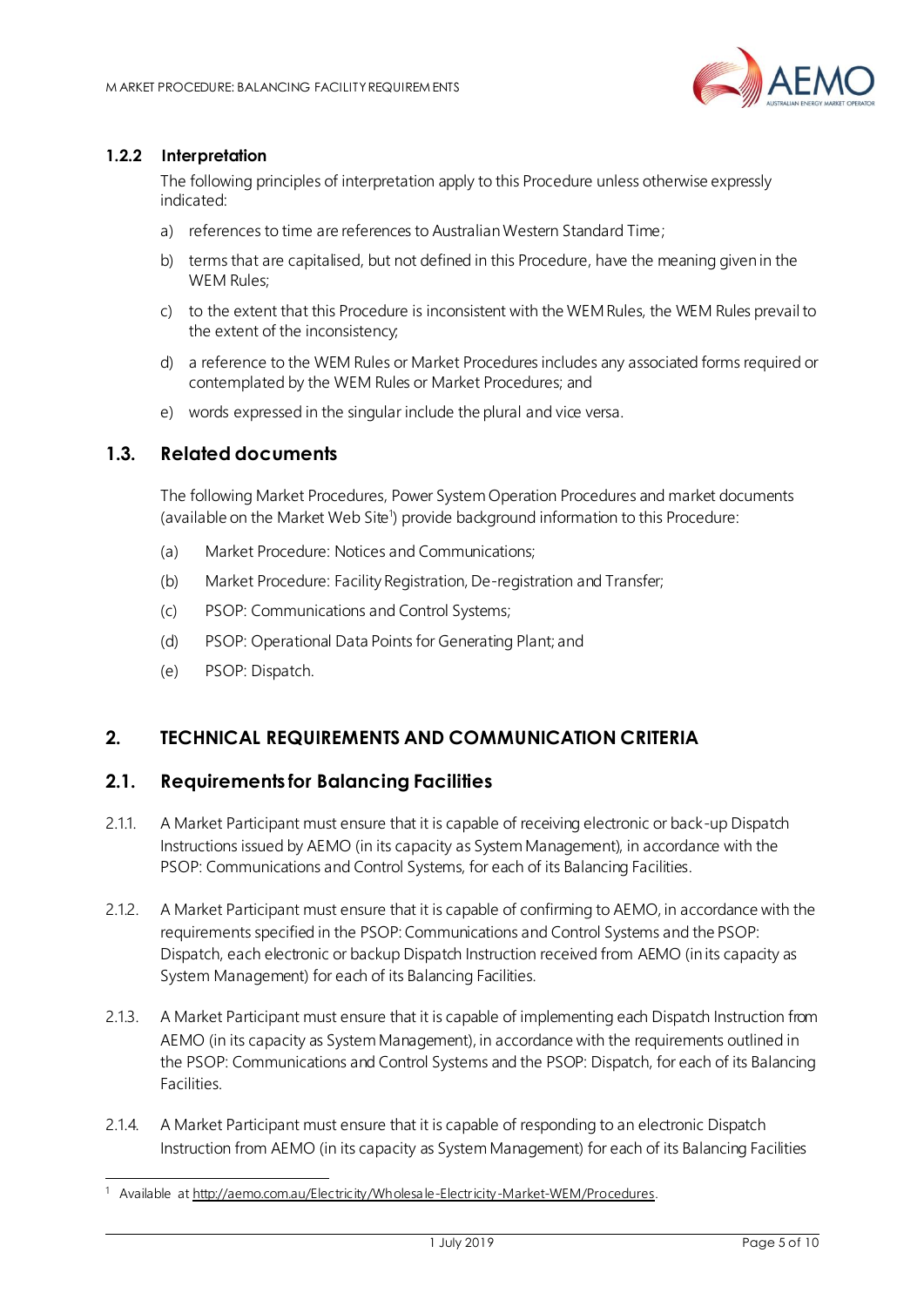### 1.2.2 Interpretation

The following principles of interpretation apply to this Procedure unless otherwise expressly indicated:

a) references to time are references to Australian Western Standard Time;

b) terms that are capitalised, but not defined in this Procedure, have the meaning given in the WEM Rules;

c) to the extent that this Procedure is inconsistent with the WEM Rules, the WEM Rules prevail to the extent of the inconsistency;

d) a reference to the WEM Rules or Market Procedures includes any associated forms required or contemplated by the WEM Rules or Market Procedures; and

e) words expressed in the singular include the plural and vice versa.

## 1.3. Related documents

The following Market Procedures, Power System Operation Procedures and market documents (available on the Market Web Site[1]) provide background information to this Procedure:

(a) Market Procedure: Notices and Communications;

(b) Market Procedure: Facility Registration, De-registration and Transfer;

(c) PSOP: Communications and Control Systems;

(d) PSOP: Operational Data Points for Generating Plant; and

(e) PSOP: Dispatch.

# 2. TECHNICAL REQUIREMENTS AND COMMUNICATION CRITERIA

## 2.1. Requirements for Balancing Facilities

2.1.1. A Market Participant must ensure that it is capable of receiving electronic or back-up Dispatch Instructions issued by AEMO (in its capacity as System Management), in accordance with the PSOP: Communications and Control Systems, for each of its Balancing Facilities.

2.1.2. A Market Participant must ensure that it is capable of confirming to AEMO, in accordance with the requirements specified in the PSOP: Communications and Control Systems and the PSOP: Dispatch, each electronic or backup Dispatch Instruction received from AEMO (in its capacity as System Management) for each of its Balancing Facilities.

2.1.3. A Market Participant must ensure that it is capable of implementing each Dispatch Instruction from AEMO (in its capacity as System Management), in accordance with the requirements outlined in the PSOP: Communications and Control Systems and the PSOP: Dispatch, for each of its Balancing Facilities.

2.1.4. A Market Participant must ensure that it is capable of responding to an electronic Dispatch Instruction from AEMO (in its capacity as System Management) for each of its Balancing Facilities

[1] Available at http://aemo.com.au/Electricity/Wholesale-Electricity-Market-WEM/Procedures.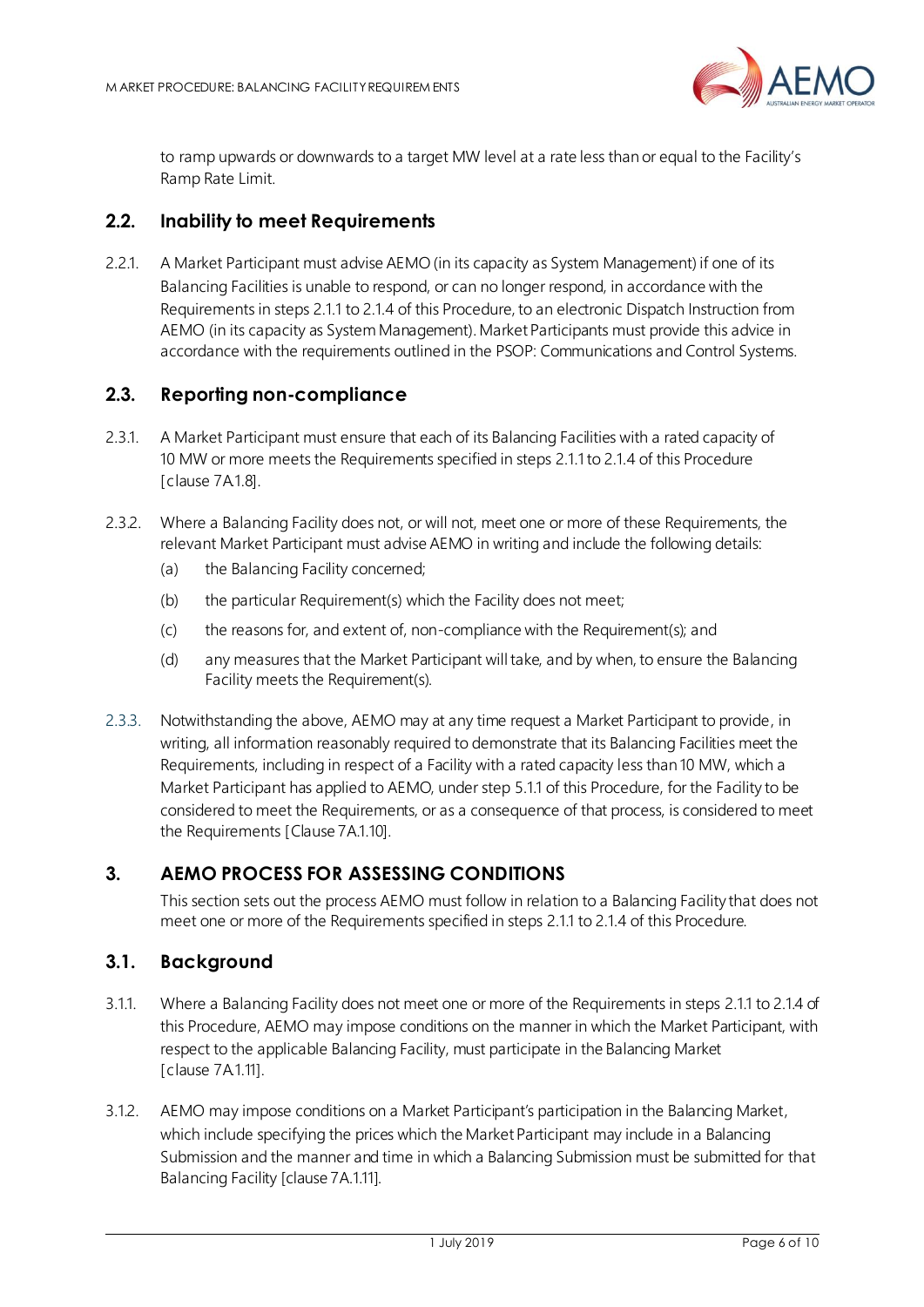to ramp upwards or downwards to a target MW level at a rate less than or equal to the Facility's Ramp Rate Limit.

## 2.2. Inability to meet Requirements

2.2.1. A Market Participant must advise AEMO (in its capacity as System Management) if one of its Balancing Facilities is unable to respond, or can no longer respond, in accordance with the Requirements in steps 2.1.1 to 2.1.4 of this Procedure, to an electronic Dispatch Instruction from AEMO (in its capacity as System Management). Market Participants must provide this advice in accordance with the requirements outlined in the PSOP: Communications and Control Systems.

## 2.3. Reporting non-compliance

2.3.1. A Market Participant must ensure that each of its Balancing Facilities with a rated capacity of 10 MW or more meets the Requirements specified in steps 2.1.1 to 2.1.4 of this Procedure [clause 7A1.8].

2.3.2. Where a Balancing Facility does not, or will not, meet one or more of these Requirements, the relevant Market Participant must advise AEMO in writing and include the following details:

(a) the Balancing Facility concerned;

(b) the particular Requirement(s) which the Facility does not meet;

(c) the reasons for, and extent of, non-compliance with the Requirement(s); and

(d) any measures that the Market Participant will take, and by when, to ensure the Balancing Facility meets the Requirement(s).

2.3.3. Notwithstanding the above, AEMO may at any time request a Market Participant to provide, in writing, all information reasonably required to demonstrate that its Balancing Facilities meet the Requirements, including in respect of a Facility with a rated capacity less than 10 MW, which a Market Participant has applied to AEMO, under step 5.1.1 of this Procedure, for the Facility to be considered to meet the Requirements, or as a consequence of that process, is considered to meet the Requirements [Clause 7A.1.10].

# 3. AEMO PROCESS FOR ASSESSING CONDITIONS

This section sets out the process AEMO must follow in relation to a Balancing Facility that does not meet one or more of the Requirements specified in steps 2.1.1 to 2.1.4 of this Procedure.

## 3.1. Background

3.1.1. Where a Balancing Facility does not meet one or more of the Requirements in steps 2.1.1 to 2.1.4 of this Procedure, AEMO may impose conditions on the manner in which the Market Participant, with respect to the applicable Balancing Facility, must participate in the Balancing Market [clause 7A.1.11].

3.1.2. AEMO may impose conditions on a Market Participant's participation in the Balancing Market, which include specifying the prices which the Market Participant may include in a Balancing Submission and the manner and time in which a Balancing Submission must be submitted for that Balancing Facility [clause 7A.1.11].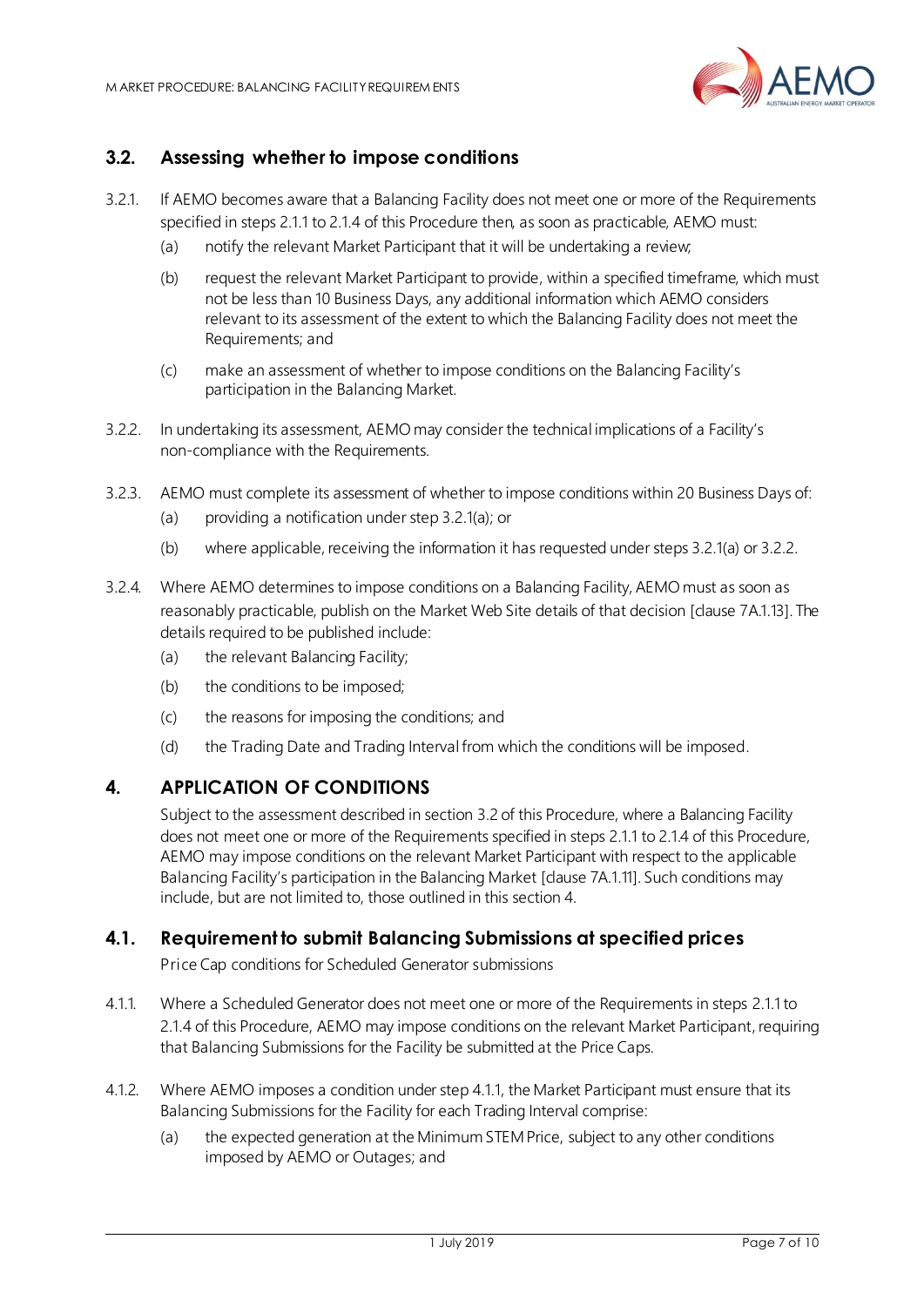## 3.2. Assessing whether to impose conditions

3.2.1. If AEMO becomes aware that a Balancing Facility does not meet one or more of the Requirements specified in steps 2.1.1 to 2.1.4 of this Procedure then, as soon as practicable, AEMO must:

(a) notify the relevant Market Participant that it will be undertaking a review;

(b) request the relevant Market Participant to provide, within a specified timeframe, which must not be less than 10 Business Days, any additional information which AEMO considers relevant to its assessment of the extent to which the Balancing Facility does not meet the Requirements; and

(c) make an assessment of whether to impose conditions on the Balancing Facility's participation in the Balancing Market.

3.2.2. In undertaking its assessment, AEMO may consider the technical implications of a Facility's non-compliance with the Requirements.

3.2.3. AEMO must complete its assessment of whether to impose conditions within 20 Business Days of:

(a) providing a notification under step 3.2.1(a); or

(b) where applicable, receiving the information it has requested under steps 3.2.1(a) or 3.2.2.

3.2.4. Where AEMO determines to impose conditions on a Balancing Facility, AEMO must as soon as reasonably practicable, publish on the Market Web Site details of that decision [clause 7A.1.13]. The details required to be published include:

(a) the relevant Balancing Facility;

(b) the conditions to be imposed;

(c) the reasons for imposing the conditions; and

(d) the Trading Date and Trading Interval from which the conditions will be imposed.

# 4. APPLICATION OF CONDITIONS

Subject to the assessment described in section 3.2 of this Procedure, where a Balancing Facility does not meet one or more of the Requirements specified in steps 2.1.1 to 2.1.4 of this Procedure, AEMO may impose conditions on the relevant Market Participant with respect to the applicable Balancing Facility's participation in the Balancing Market [clause 7A.1.11]. Such conditions may include, but are not limited to, those outlined in this section 4.

## 4.1. Requirement to submit Balancing Submissions at specified prices

Price Cap conditions for Scheduled Generator submissions

4.1.1. Where a Scheduled Generator does not meet one or more of the Requirements in steps 2.1.1 to 2.1.4 of this Procedure, AEMO may impose conditions on the relevant Market Participant, requiring that Balancing Submissions for the Facility be submitted at the Price Caps.

4.1.2. Where AEMO imposes a condition under step 4.1.1, the Market Participant must ensure that its Balancing Submissions for the Facility for each Trading Interval comprise:

(a) the expected generation at the Minimum STEM Price, subject to any other conditions imposed by AEMO or Outages; and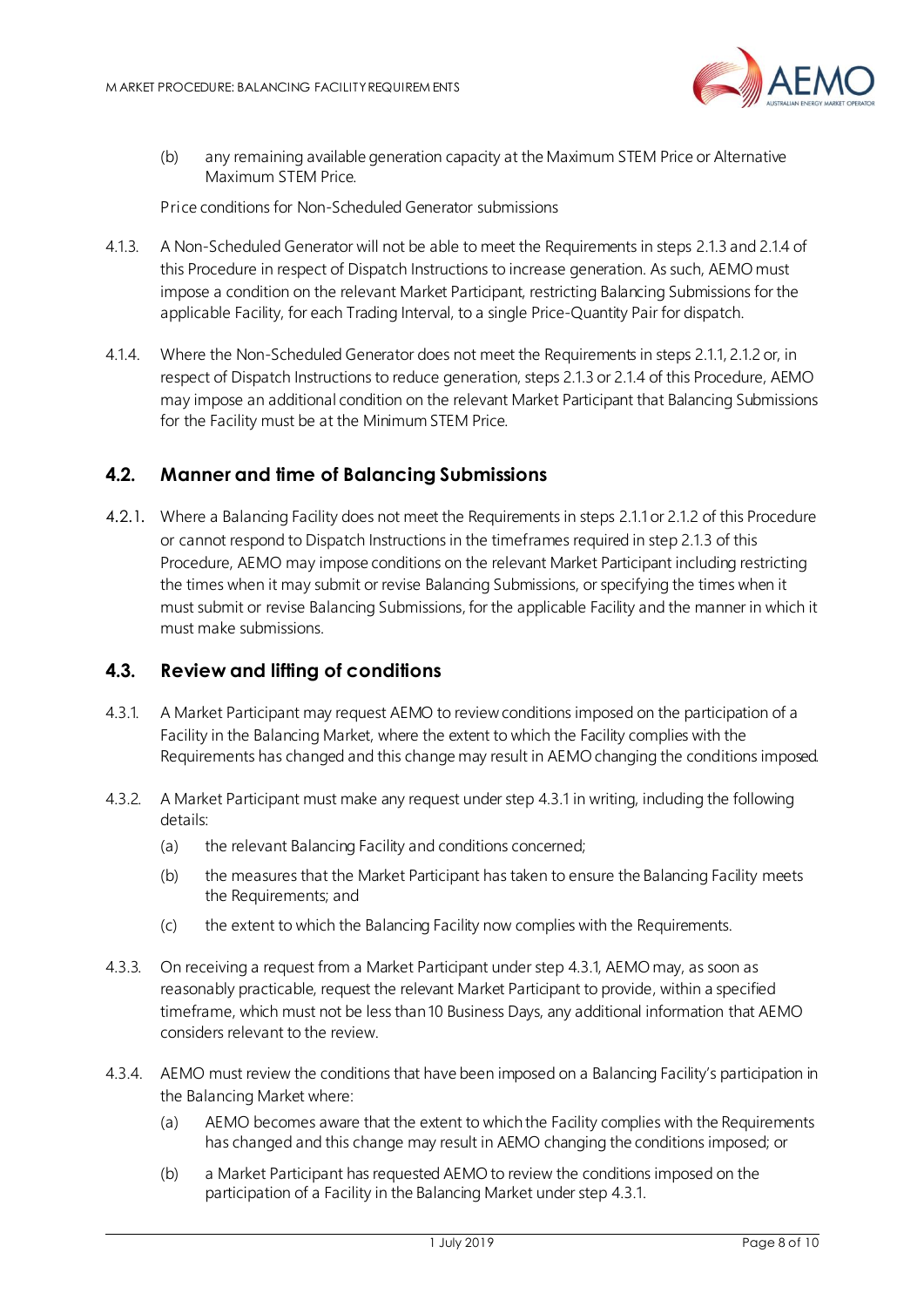(b) any remaining available generation capacity at the Maximum STEM Price or Alternative Maximum STEM Price.

Price conditions for Non-Scheduled Generator submissions

4.1.3. A Non-Scheduled Generator will not be able to meet the Requirements in steps 2.1.3 and 2.1.4 of this Procedure in respect of Dispatch Instructions to increase generation. As such, AEMO must impose a condition on the relevant Market Participant, restricting Balancing Submissions for the applicable Facility, for each Trading Interval, to a single Price-Quantity Pair for dispatch.

4.1.4. Where the Non-Scheduled Generator does not meet the Requirements in steps 2.1.1, 2.1.2 or, in respect of Dispatch Instructions to reduce generation, steps 2.1.3 or 2.1.4 of this Procedure, AEMO may impose an additional condition on the relevant Market Participant that Balancing Submissions for the Facility must be at the Minimum STEM Price.

## 4.2. Manner and time of Balancing Submissions

4.2.1. Where a Balancing Facility does not meet the Requirements in steps 2.1.1 or 2.1.2 of this Procedure or cannot respond to Dispatch Instructions in the timeframes required in step 2.1.3 of this Procedure, AEMO may impose conditions on the relevant Market Participant including restricting the times when it may submit or revise Balancing Submissions, or specifying the times when it must submit or revise Balancing Submissions, for the applicable Facility and the manner in which it must make submissions.

## 4.3. Review and lifting of conditions

4.3.1. A Market Participant may request AEMO to review conditions imposed on the participation of a Facility in the Balancing Market, where the extent to which the Facility complies with the Requirements has changed and this change may result in AEMO changing the conditions imposed.

4.3.2. A Market Participant must make any request under step 4.3.1 in writing, including the following details:

(a) the relevant Balancing Facility and conditions concerned;

(b) the measures that the Market Participant has taken to ensure the Balancing Facility meets the Requirements; and

(c) the extent to which the Balancing Facility now complies with the Requirements.

4.3.3. On receiving a request from a Market Participant under step 4.3.1, AEMO may, as soon as reasonably practicable, request the relevant Market Participant to provide, within a specified timeframe, which must not be less than 10 Business Days, any additional information that AEMO considers relevant to the review.

4.3.4. AEMO must review the conditions that have been imposed on a Balancing Facility's participation in the Balancing Market where:

(a) AEMO becomes aware that the extent to which the Facility complies with the Requirements has changed and this change may result in AEMO changing the conditions imposed; or

(b) a Market Participant has requested AEMO to review the conditions imposed on the participation of a Facility in the Balancing Market under step 4.3.1.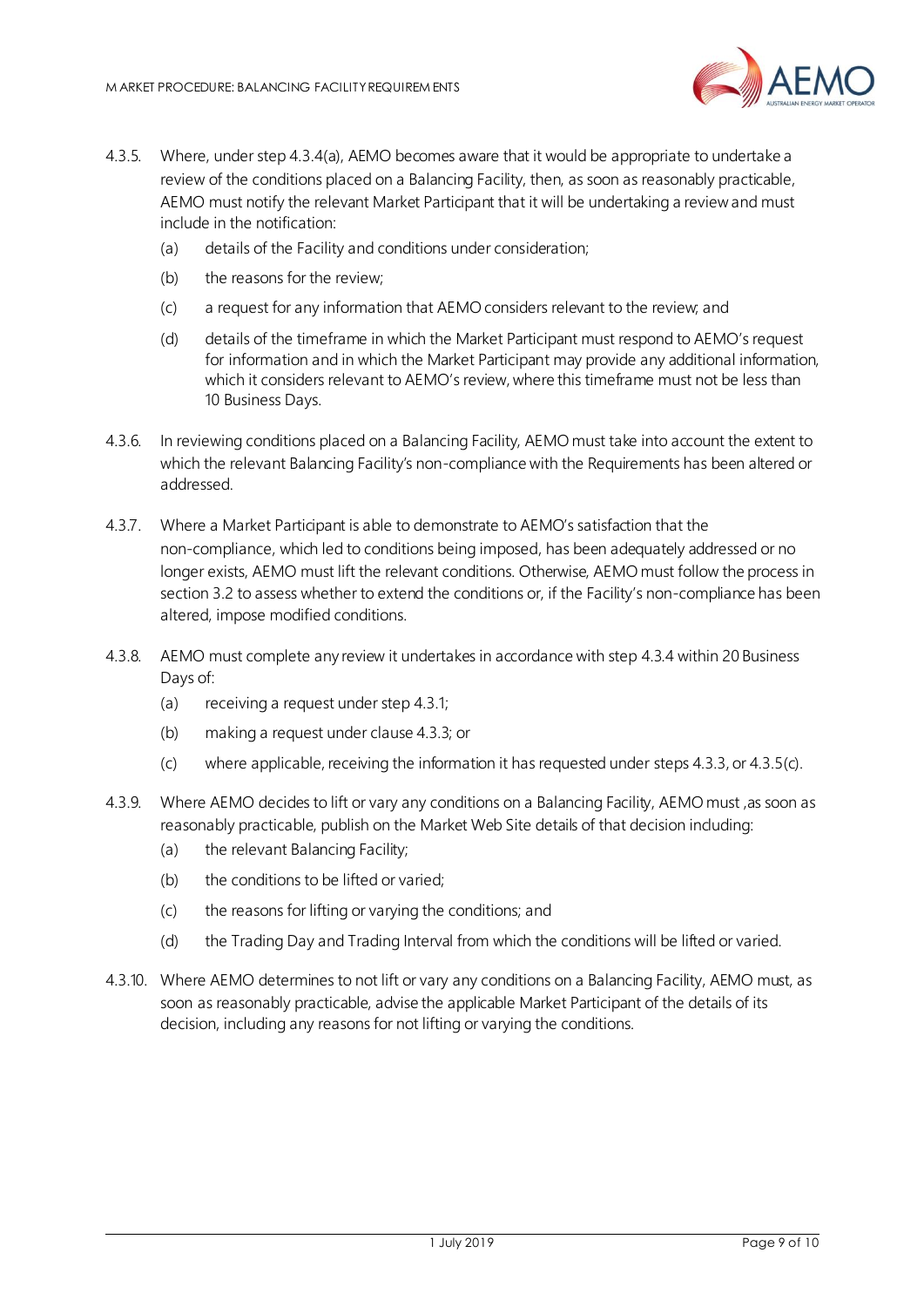4.3.5. Where, under step 4.3.4(a), AEMO becomes aware that it would be appropriate to undertake a review of the conditions placed on a Balancing Facility, then, as soon as reasonably practicable, AEMO must notify the relevant Market Participant that it will be undertaking a review and must include in the notification:

(a) details of the Facility and conditions under consideration;

(b) the reasons for the review;

(c) a request for any information that AEMO considers relevant to the review; and

(d) details of the timeframe in which the Market Participant must respond to AEMO's request for information and in which the Market Participant may provide any additional information, which it considers relevant to AEMO's review, where this timeframe must not be less than 10 Business Days.

4.3.6. In reviewing conditions placed on a Balancing Facility, AEMO must take into account the extent to which the relevant Balancing Facility's non-compliance with the Requirements has been altered or addressed.

4.3.7. Where a Market Participant is able to demonstrate to AEMO's satisfaction that the non-compliance, which led to conditions being imposed, has been adequately addressed or no longer exists, AEMO must lift the relevant conditions. Otherwise, AEMO must follow the process in section 3.2 to assess whether to extend the conditions or, if the Facility's non-compliance has been altered, impose modified conditions.

4.3.8. AEMO must complete any review it undertakes in accordance with step 4.3.4 within 20 Business Days of:

(a) receiving a request under step 4.3.1;

(b) making a request under clause 4.3.3; or

(c) where applicable, receiving the information it has requested under steps 4.3.3, or 4.3.5(c).

4.3.9. Where AEMO decides to lift or vary any conditions on a Balancing Facility, AEMO must ,as soon as reasonably practicable, publish on the Market Web Site details of that decision including:

(a) the relevant Balancing Facility;

(b) the conditions to be lifted or varied;

(c) the reasons for lifting or varying the conditions; and

(d) the Trading Day and Trading Interval from which the conditions will be lifted or varied.

4.3.10. Where AEMO determines to not lift or vary any conditions on a Balancing Facility, AEMO must, as soon as reasonably practicable, advise the applicable Market Participant of the details of its decision, including any reasons for not lifting or varying the conditions.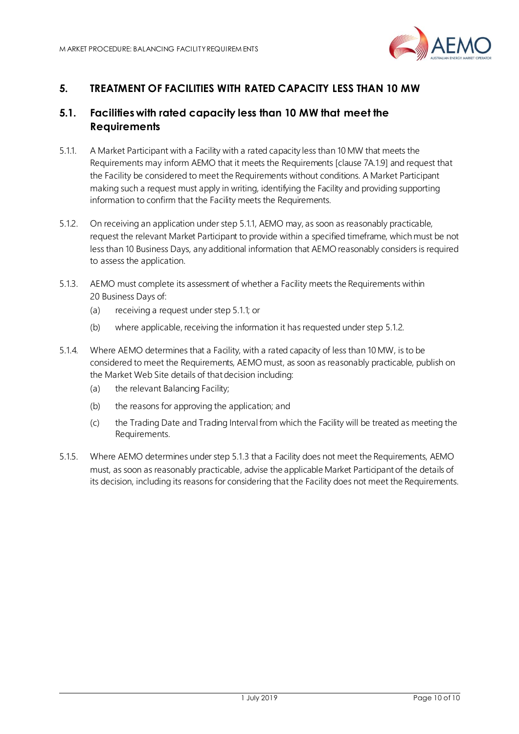# 5. TREATMENT OF FACILITIES WITH RATED CAPACITY LESS THAN 10 MW

## 5.1. Facilities with rated capacity less than 10 MW that meet the Requirements

5.1.1. A Market Participant with a Facility with a rated capacity less than 10 MW that meets the Requirements may inform AEMO that it meets the Requirements [clause 7A.1.9] and request that the Facility be considered to meet the Requirements without conditions. A Market Participant making such a request must apply in writing, identifying the Facility and providing supporting information to confirm that the Facility meets the Requirements.

5.1.2. On receiving an application under step 5.1.1, AEMO may, as soon as reasonably practicable, request the relevant Market Participant to provide within a specified timeframe, which must be not less than 10 Business Days, any additional information that AEMO reasonably considers is required to assess the application.

5.1.3. AEMO must complete its assessment of whether a Facility meets the Requirements within 20 Business Days of:

(a) receiving a request under step 5.1.1; or

(b) where applicable, receiving the information it has requested under step 5.1.2.

5.1.4. Where AEMO determines that a Facility, with a rated capacity of less than 10 MW, is to be considered to meet the Requirements, AEMO must, as soon as reasonably practicable, publish on the Market Web Site details of that decision including:

(a) the relevant Balancing Facility;

(b) the reasons for approving the application; and

(c) the Trading Date and Trading Interval from which the Facility will be treated as meeting the Requirements.

5.1.5. Where AEMO determines under step 5.1.3 that a Facility does not meet the Requirements, AEMO must, as soon as reasonably practicable, advise the applicable Market Participant of the details of its decision, including its reasons for considering that the Facility does not meet the Requirements.